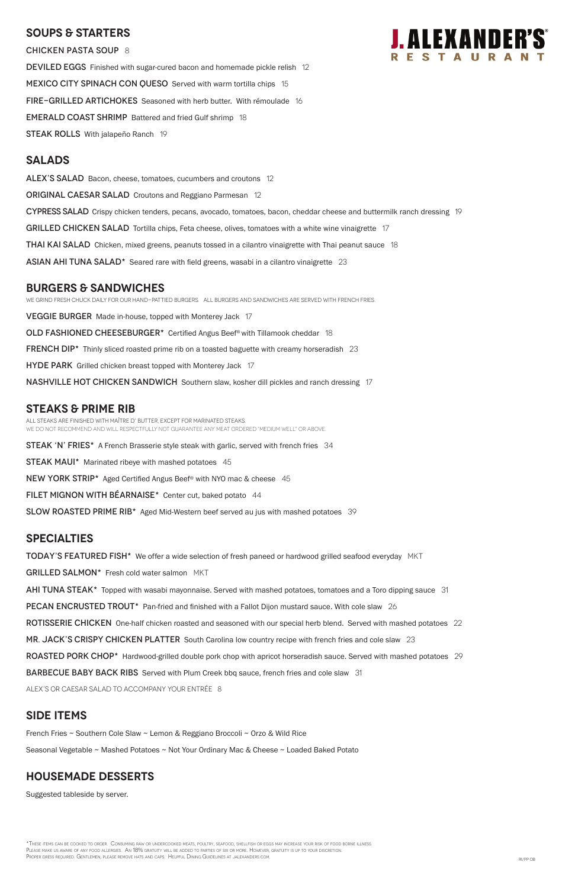# J. ALEXANDER'S RESTAURANT

## SOUPS & STARTERS

CHICKEN PASTA SOUP 8

DEVILED EGGS Finished with sugar-cured bacon and homemade pickle relish 12

MEXICO CITY SPINACH CON QUESO Served with warm tortilla chips 15

FIRE-GRILLED ARTICHOKES Seasoned with herb butter. With rémoulade 16

EMERALD COAST SHRIMP Battered and fried Gulf shrimp 18

STEAK ROLLS With jalapeño Ranch 19

## SALADS

ALEX'S SALAD Bacon, cheese, tomatoes, cucumbers and croutons 12

ORIGINAL CAESAR SALAD Croutons and Reggiano Parmesan 12

CYPRESS SALAD Crispy chicken tenders, pecans, avocado, tomatoes, bacon, cheddar cheese and buttermilk ranch dressing 19

GRILLED CHICKEN SALAD Tortilla chips, Feta cheese, olives, tomatoes with a white wine vinaigrette 17

THAI KAI SALAD Chicken, mixed greens, peanuts tossed in a cilantro vinaigrette with Thai peanut sauce 18

ASIAN AHI TUNA SALAD* Seared rare with field greens, wasabi in a cilantro vinaigrette 23

## BURGERS & SANDWICHES

WE GRIND FRESH CHUCK DAILY FOR OUR HAND-PATTIED BURGERS. ALL BURGERS AND SANDWICHES ARE SERVED WITH FRENCH FRIES.

VEGGIE BURGER Made in-house, topped with Monterey Jack 17

OLD FASHIONED CHEESEBURGER* Certified Angus Beef® with Tillamook cheddar 18

FRENCH DIP* Thinly sliced roasted prime rib on a toasted baguette with creamy horseradish 23

HYDE PARK Grilled chicken breast topped with Monterey Jack 17

NASHVILLE HOT CHICKEN SANDWICH Southern slaw, kosher dill pickles and ranch dressing 17

## STEAKS & PRIME RIB

ALL STEAKS ARE FINISHED WITH MAÎTRE D' BUTTER, EXCEPT FOR MARINATED STEAKS.
WE DO NOT RECOMMEND AND WILL RESPECTFULLY NOT GUARANTEE ANY MEAT ORDERED "MEDIUM WELL" OR ABOVE.

STEAK 'N' FRIES* A French Brasserie style steak with garlic, served with french fries 34

STEAK MAUI* Marinated ribeye with mashed potatoes 45

NEW YORK STRIP* Aged Certified Angus Beef® with NYO mac & cheese 45

FILET MIGNON WITH BÉARNAISE* Center cut, baked potato 44

SLOW ROASTED PRIME RIB* Aged Mid-Western beef served au jus with mashed potatoes 39

## SPECIALTIES

TODAY'S FEATURED FISH* We offer a wide selection of fresh paneed or hardwood grilled seafood everyday MKT

GRILLED SALMON* Fresh cold water salmon MKT

AHI TUNA STEAK* Topped with wasabi mayonnaise. Served with mashed potatoes, tomatoes and a Toro dipping sauce 31

PECAN ENCRUSTED TROUT* Pan-fried and finished with a Fallot Dijon mustard sauce. With cole slaw 26

ROTISSERIE CHICKEN One-half chicken roasted and seasoned with our special herb blend. Served with mashed potatoes 22

MR. JACK'S CRISPY CHICKEN PLATTER South Carolina low country recipe with french fries and cole slaw 23

ROASTED PORK CHOP* Hardwood-grilled double pork chop with apricot horseradish sauce. Served with mashed potatoes 29

BARBECUE BABY BACK RIBS Served with Plum Creek bbq sauce, french fries and cole slaw 31

ALEX'S OR CAESAR SALAD TO ACCOMPANY YOUR ENTRÉE 8

## SIDE ITEMS

French Fries ~ Southern Cole Slaw ~ Lemon & Reggiano Broccoli ~ Orzo & Wild Rice

Seasonal Vegetable ~ Mashed Potatoes ~ Not Your Ordinary Mac & Cheese ~ Loaded Baked Potato

## HOUSEMADE DESSERTS

Suggested tableside by server.

*These items can be cooked to order. Consuming raw or undercooked meats, poultry, seafood, shellfish or eggs may increase your risk of food borne illness.
Please make us aware of any food allergies. An 18% gratuity will be added to parties of six or more. However, gratuity is up to your discretion.
Proper dress required. Gentlemen, please remove hats and caps. Helpful Dining Guidelines at jalexanders.com.

RI/PP OB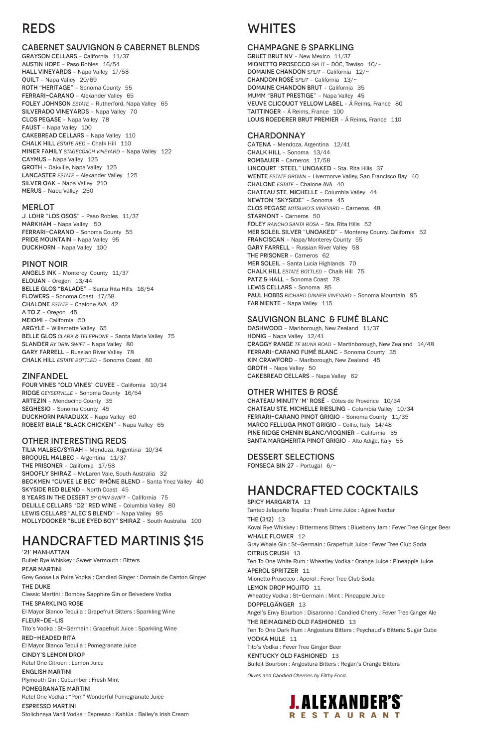# REDS

## CABERNET SAUVIGNON & CABERNET BLENDS

**GRAYSON CELLARS** – California 11/37
**AUSTIN HOPE** – Paso Robles 16/54
**HALL VINEYARDS** – Napa Valley 17/58
**QUILT** – Napa Valley 20/69
**ROTH "HERITAGE"** – Sonoma County 55
**FERRARI–CARANO** – Alexander Valley 65
**FOLEY JOHNSON** *ESTATE* – Rutherford, Napa Valley 65
**SILVERADO VINEYARDS** – Napa Valley 70
**CLOS PEGASE** – Napa Valley 78
**FAUST** – Napa Valley 100
**CAKEBREAD CELLARS** – Napa Valley 110
**CHALK HILL** *ESTATE RED* – Chalk Hill 110
**MINER FAMILY** *STAGECOACH VINEYARD* – Napa Valley 122
**CAYMUS** – Napa Valley 125
**GROTH** – Oakville, Napa Valley 125
**LANCASTER** *ESTATE* – Alexander Valley 125
**SILVER OAK** – Napa Valley 210
**MERUS** – Napa Valley 250

## MERLOT

**J. LOHR "LOS OSOS"** – Paso Robles 11/37
**MARKHAM** – Napa Valley 50
**FERRARI–CARANO** – Sonoma County 55
**PRIDE MOUNTAIN** – Napa Valley 95
**DUCKHORN** – Napa Valley 100

## PINOT NOIR

**ANGELS INK** – Monterey County 11/37
**ELOUAN** – Oregon 13/44
**BELLE GLOS "BALADE"** – Santa Rita Hills 16/54
**FLOWERS** – Sonoma Coast 17/58
**CHALONE** *ESTATE* – Chalone AVA 42
**A TO Z** – Oregon 45
**MEIOMI** – California 50
**ARGYLE** – Willamette Valley 65
**BELLE GLOS** *CLARK & TELEPHONE* – Santa Maria Valley 75
**SLANDER** *BY ORIN SWIFT* – Napa Valley 80
**GARY FARRELL** – Russian River Valley 78
**CHALK HILL** *ESTATE BOTTLED* – Sonoma Coast 80

## ZINFANDEL

**FOUR VINES "OLD VINES" CUVEE** – California 10/34
**RIDGE** *GEYSERVILLE* – Sonoma County 16/54
**ARTEZIN** – Mendocino County 35
**SEGHESIO** – Sonoma County 45
**DUCKHORN PARADUXX** – Napa Valley 60
**ROBERT BIALE "BLACK CHICKEN"** – Napa Valley 65

## OTHER INTERESTING REDS

**TILIA MALBEC/SYRAH** – Mendoza, Argentina 10/34
**BROQUEL MALBEC** – Argentina 11/37
**THE PRISONER** – California 17/58
**SHOOFLY SHIRAZ** – McLaren Vale, South Australia 32
**BECKMEN "CUVEE LE BEC" RHÔNE BLEND** – Santa Ynez Valley 40
**SKYSIDE RED BLEND** – North Coast 45
**8 YEARS IN THE DESERT** *BY ORIN SWIFT* – California 75
**DELILLE CELLARS "D2" RED WINE** – Columbia Valley 80
**LEWIS CELLARS "ALEC'S BLEND"** – Napa Valley 95
**MOLLYDOOKER "BLUE EYED BOY" SHIRAZ** – South Australia 100

# HANDCRAFTED MARTINIS $15

**'21' MANHATTAN**
Bulleit Rye Whiskey : Sweet Vermouth : Bitters

**PEAR MARTINI**
Grey Goose La Poire Vodka : Candied Ginger : Domain de Canton Ginger

**THE DUKE**
Classic Martini : Bombay Sapphire Gin or Belvedere Vodka

**THE SPARKLING ROSE**
El Mayor Blanco Tequila : Grapefruit Bitters : Sparkling Wine

**FLEUR–DE–LIS**
Tito's Vodka : St~Germain : Grapefruit Juice : Sparkling Wine

**RED–HEADED RITA**
El Mayor Blanco Tequila : Pomegranate Juice

**CINDY'S LEMON DROP**
Ketel One Citroen : Lemon Juice

**ENGLISH MARTINI**
Plymouth Gin : Cucumber : Fresh Mint

**POMEGRANATE MARTINI**
Ketel One Vodka : "Pom" Wonderful Pomegranate Juice

**ESPRESSO MARTINI**
Stolichnaya Vanil Vodka : Espresso : Kahlúa : Bailey's Irish Cream

# WHITES

## CHAMPAGNE & SPARKLING

**GRUET BRUT NV** – New Mexico 11/37
**MIONETTO PROSECCO** *SPLIT* – DOC, Treviso 10/~
**DOMAINE CHANDON** *SPLIT* – California 12/~
**CHANDON ROSÉ** *SPLIT* – California 13/~
**DOMAINE CHANDON BRUT** – California 35
**MUMM "BRUT PRESTIGE"** – Napa Valley 45
**VEUVE CLICQUOT YELLOW LABEL** – Á Reims, France 80
**TAITTINGER** – Á Reims, France 100
**LOUIS ROEDERER BRUT PREMIER** – Á Reims, France 110

## CHARDONNAY

**CATENA** – Mendoza, Argentina 12/41
**CHALK HILL** – Sonoma 13/44
**ROMBAUER** – Carneros 17/58
**LINCOURT "STEEL" UNOAKED** – Sta. Rita Hills 37
**WENTE** *ESTATE GROWN* – Livermorve Valley, San Francisco Bay 40
**CHALONE** *ESTATE* – Chalone AVA 40
**CHATEAU STE. MICHELLE** – Columbia Valley 44
**NEWTON "SKYSIDE"** – Sonoma 45
**CLOS PEGASE** *MITSUKO'S VINEYARD* – Carneros 48
**STARMONT** – Carneros 50
**FOLEY** *RANCHO SANTA ROSA* – Sta. Rita Hills 52
**MER SOLEIL SILVER "UNOAKED"** – Monterey County, California 52
**FRANCISCAN** – Napa/Monterey County 55
**GARY FARRELL** – Russian River Valley 58
**THE PRISONER** – Carneros 62
**MER SOLEIL** – Santa Lucia Highlands 70
**CHALK HILL** *ESTATE BOTTLED* – Chalk Hill 75
**PATZ & HALL** – Sonoma Coast 78
**LEWIS CELLARS** – Sonoma 85
**PAUL HOBBS** *RICHARD DINNER VINEYARD* – Sonoma Mountain 95
**FAR NIENTE** – Napa Valley 115

## SAUVIGNON BLANC & FUMÉ BLANC

**DASHWOOD** – Marlborough, New Zealand 11/37
**HONIG** – Napa Valley 12/41
**CRAGGY RANGE** *TE MUNA ROAD* – Martinborough, New Zealand 14/48
**FERRARI–CARANO FUMÉ BLANC** – Sonoma County 35
**KIM CRAWFORD** – Marlborough, New Zealand 45
**GROTH** – Napa Valley 50
**CAKEBREAD CELLARS** – Napa Valley 62

## OTHER WHITES & ROSÉ

**CHATEAU MINUTY 'M' ROSÉ** – Côtes de Provence 10/34
**CHATEAU STE. MICHELLE RIESLING** – Columbia Valley 10/34
**FERRARI–CARANO PINOT GRIGIO** – Sonoma County 11/35
**MARCO FELLUGA PINOT GRIGIO** – Collio, Italy 14/48
**PINE RIDGE CHENIN BLANC/VIOGNIER** – California 35
**SANTA MARGHERITA PINOT GRIGIO** – Alto Adige, Italy 55

## DESSERT SELECTIONS

**FONSECA BIN 27** – Portugal 6/~

# HANDCRAFTED COCKTAILS

**SPICY MARGARITA** 13
Tanteo Jalapeño Tequila : Fresh Lime Juice : Agave Nectar

**THE (312)** 13
Koval Rye Whiskey : Bittermens Bitters : Blueberry Jam : Fever Tree Ginger Beer

**WHALE FLOWER** 12
Gray Whale Gin : St~Germain : Grapefruit Juice : Fever Tree Club Soda

**CITRUS CRUSH** 13
Ten To One White Rum : Wheatley Vodka : Orange Juice : Pineapple Juice

**APEROL SPRITZER** 11
Mionetto Prosecco : Aperol : Fever Tree Club Soda

**LEMON DROP MOJITO** 11
Wheatley Vodka : St~Germain : Mint : Pineapple Juice

**DOPPELGÄNGER** 13
Angel's Envy Bourbon : Disaronno : Candied Cherry : Fever Tree Ginger Ale

**THE REIMAGINED OLD FASHIONED** 13
Ten To One Dark Rum : Angostura Bitters : Peychaud's Bitters: Sugar Cube

**VODKA MULE** 11
Tito's Vodka : Fever Tree Ginger Beer

**KENTUCKY OLD FASHIONED** 13
Bulleit Bourbon : Angostura Bitters : Regan's Orange Bitters

*Olives and Candied Cherries by Filthy Food.*

**J. ALEXANDER'S®**
RESTAURANT